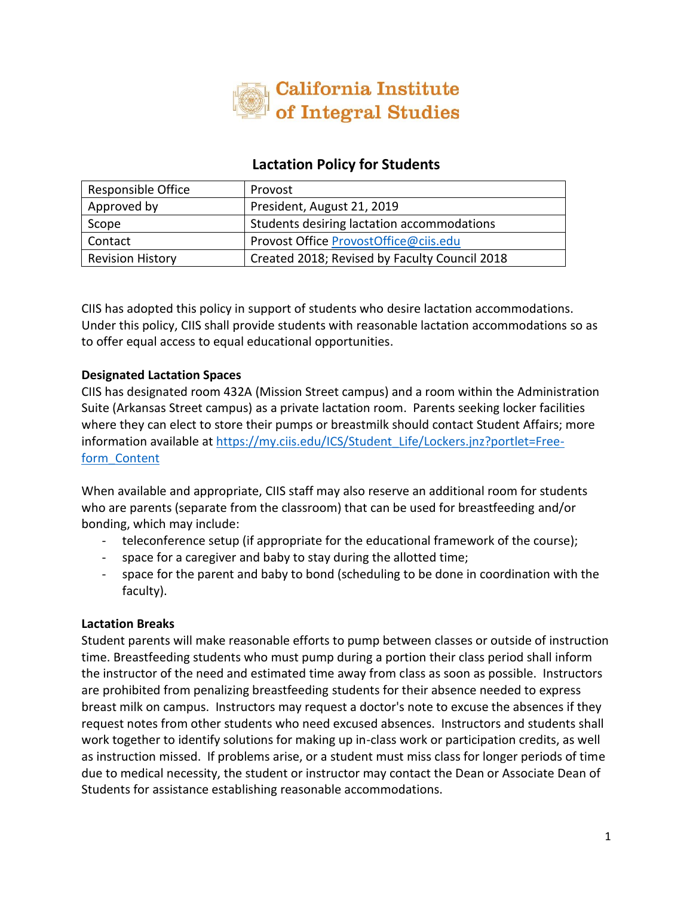California Institute of Integral Studies

# Lactation Policy for Students

| Responsible Office | Provost |
|---|---|
| Approved by | President, August 21, 2019 |
| Scope | Students desiring lactation accommodations |
| Contact | Provost Office ProvostOffice@ciis.edu |
| Revision History | Created 2018; Revised by Faculty Council 2018 |

CIIS has adopted this policy in support of students who desire lactation accommodations. Under this policy, CIIS shall provide students with reasonable lactation accommodations so as to offer equal access to equal educational opportunities.

**Designated Lactation Spaces**

CIIS has designated room 432A (Mission Street campus) and a room within the Administration Suite (Arkansas Street campus) as a private lactation room. Parents seeking locker facilities where they can elect to store their pumps or breastmilk should contact Student Affairs; more information available at https://my.ciis.edu/ICS/Student_Life/Lockers.jnz?portlet=Free-form_Content

When available and appropriate, CIIS staff may also reserve an additional room for students who are parents (separate from the classroom) that can be used for breastfeeding and/or bonding, which may include:

- teleconference setup (if appropriate for the educational framework of the course);
- space for a caregiver and baby to stay during the allotted time;
- space for the parent and baby to bond (scheduling to be done in coordination with the faculty).

**Lactation Breaks**

Student parents will make reasonable efforts to pump between classes or outside of instruction time. Breastfeeding students who must pump during a portion their class period shall inform the instructor of the need and estimated time away from class as soon as possible. Instructors are prohibited from penalizing breastfeeding students for their absence needed to express breast milk on campus. Instructors may request a doctor's note to excuse the absences if they request notes from other students who need excused absences. Instructors and students shall work together to identify solutions for making up in-class work or participation credits, as well as instruction missed. If problems arise, or a student must miss class for longer periods of time due to medical necessity, the student or instructor may contact the Dean or Associate Dean of Students for assistance establishing reasonable accommodations.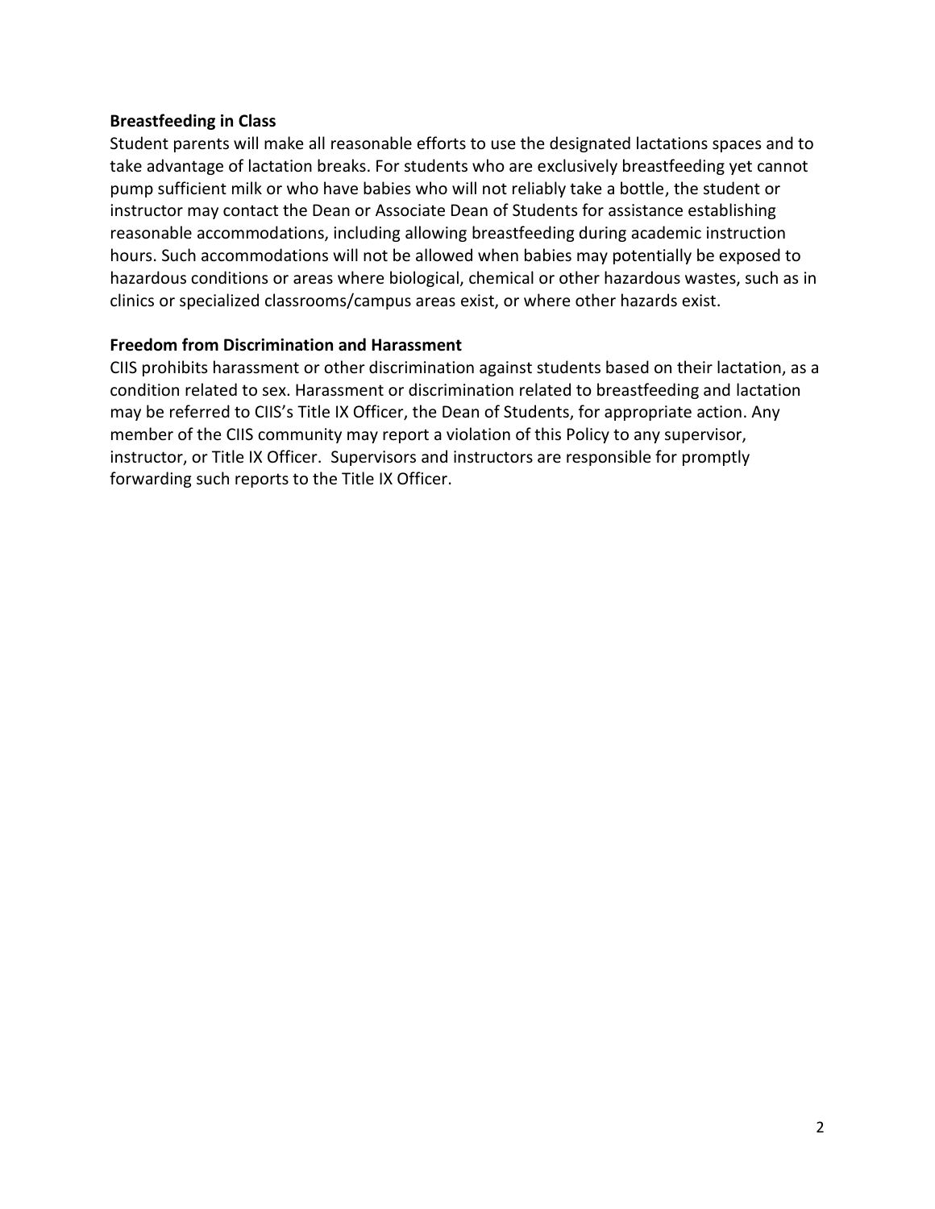**Breastfeeding in Class**

Student parents will make all reasonable efforts to use the designated lactations spaces and to take advantage of lactation breaks. For students who are exclusively breastfeeding yet cannot pump sufficient milk or who have babies who will not reliably take a bottle, the student or instructor may contact the Dean or Associate Dean of Students for assistance establishing reasonable accommodations, including allowing breastfeeding during academic instruction hours. Such accommodations will not be allowed when babies may potentially be exposed to hazardous conditions or areas where biological, chemical or other hazardous wastes, such as in clinics or specialized classrooms/campus areas exist, or where other hazards exist.

**Freedom from Discrimination and Harassment**

CIIS prohibits harassment or other discrimination against students based on their lactation, as a condition related to sex. Harassment or discrimination related to breastfeeding and lactation may be referred to CIIS's Title IX Officer, the Dean of Students, for appropriate action. Any member of the CIIS community may report a violation of this Policy to any supervisor, instructor, or Title IX Officer. Supervisors and instructors are responsible for promptly forwarding such reports to the Title IX Officer.